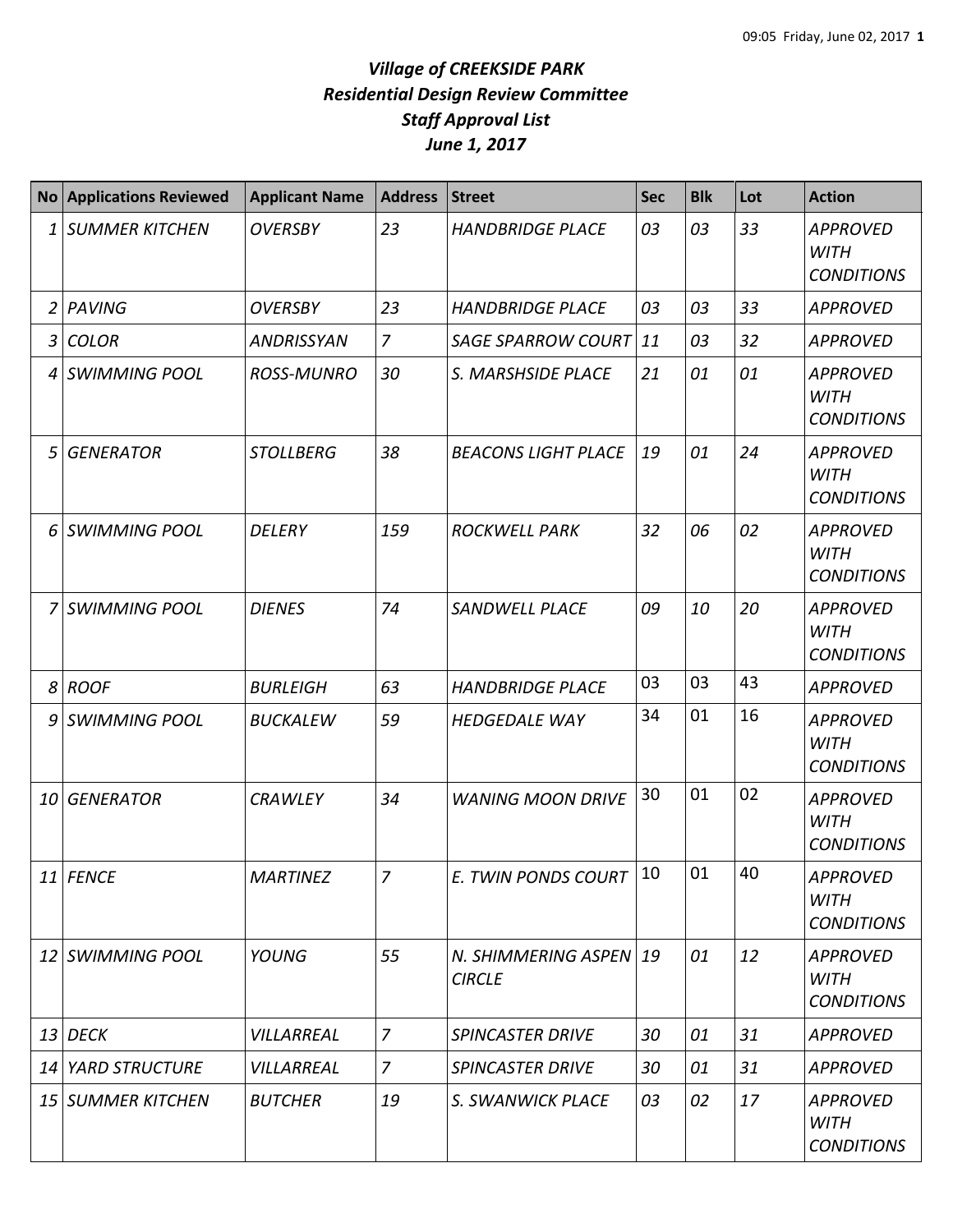# *Village of CREEKSIDE PARK*
## *Residential Design Review Committee*
## *Staff Approval List*
## *June 1, 2017*

| No | Applications Reviewed | Applicant Name | Address | Street | Sec | Blk | Lot | Action |
|---|---|---|---|---|---|---|---|---|
| 1 | SUMMER KITCHEN | OVERSBY | 23 | HANDBRIDGE PLACE | 03 | 03 | 33 | APPROVED WITH CONDITIONS |
| 2 | PAVING | OVERSBY | 23 | HANDBRIDGE PLACE | 03 | 03 | 33 | APPROVED |
| 3 | COLOR | ANDRISSYAN | 7 | SAGE SPARROW COURT | 11 | 03 | 32 | APPROVED |
| 4 | SWIMMING POOL | ROSS-MUNRO | 30 | S. MARSHSIDE PLACE | 21 | 01 | 01 | APPROVED WITH CONDITIONS |
| 5 | GENERATOR | STOLLBERG | 38 | BEACONS LIGHT PLACE | 19 | 01 | 24 | APPROVED WITH CONDITIONS |
| 6 | SWIMMING POOL | DELERY | 159 | ROCKWELL PARK | 32 | 06 | 02 | APPROVED WITH CONDITIONS |
| 7 | SWIMMING POOL | DIENES | 74 | SANDWELL PLACE | 09 | 10 | 20 | APPROVED WITH CONDITIONS |
| 8 | ROOF | BURLEIGH | 63 | HANDBRIDGE PLACE | 03 | 03 | 43 | APPROVED |
| 9 | SWIMMING POOL | BUCKALEW | 59 | HEDGEDALE WAY | 34 | 01 | 16 | APPROVED WITH CONDITIONS |
| 10 | GENERATOR | CRAWLEY | 34 | WANING MOON DRIVE | 30 | 01 | 02 | APPROVED WITH CONDITIONS |
| 11 | FENCE | MARTINEZ | 7 | E. TWIN PONDS COURT | 10 | 01 | 40 | APPROVED WITH CONDITIONS |
| 12 | SWIMMING POOL | YOUNG | 55 | N. SHIMMERING ASPEN CIRCLE | 19 | 01 | 12 | APPROVED WITH CONDITIONS |
| 13 | DECK | VILLARREAL | 7 | SPINCASTER DRIVE | 30 | 01 | 31 | APPROVED |
| 14 | YARD STRUCTURE | VILLARREAL | 7 | SPINCASTER DRIVE | 30 | 01 | 31 | APPROVED |
| 15 | SUMMER KITCHEN | BUTCHER | 19 | S. SWANWICK PLACE | 03 | 02 | 17 | APPROVED WITH CONDITIONS |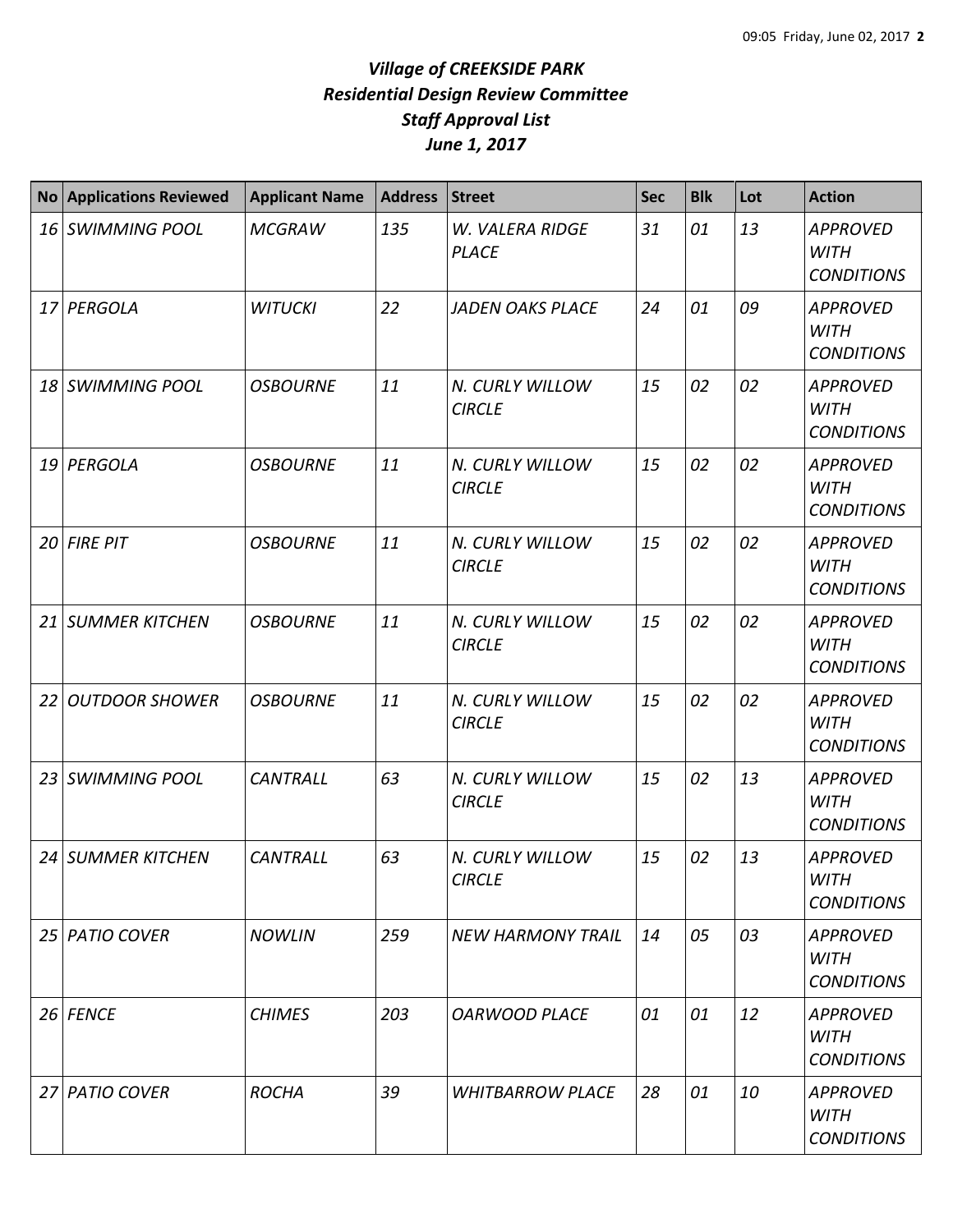# *Village of CREEKSIDE PARK*
## *Residential Design Review Committee*
## *Staff Approval List*
## *June 1, 2017*

| No | Applications Reviewed | Applicant Name | Address | Street | Sec | Blk | Lot | Action |
|---|---|---|---|---|---|---|---|---|
| *16* | *SWIMMING POOL* | *MCGRAW* | *135* | *W. VALERA RIDGE PLACE* | *31* | *01* | *13* | *APPROVED WITH CONDITIONS* |
| *17* | *PERGOLA* | *WITUCKI* | *22* | *JADEN OAKS PLACE* | *24* | *01* | *09* | *APPROVED WITH CONDITIONS* |
| *18* | *SWIMMING POOL* | *OSBOURNE* | *11* | *N. CURLY WILLOW CIRCLE* | *15* | *02* | *02* | *APPROVED WITH CONDITIONS* |
| *19* | *PERGOLA* | *OSBOURNE* | *11* | *N. CURLY WILLOW CIRCLE* | *15* | *02* | *02* | *APPROVED WITH CONDITIONS* |
| *20* | *FIRE PIT* | *OSBOURNE* | *11* | *N. CURLY WILLOW CIRCLE* | *15* | *02* | *02* | *APPROVED WITH CONDITIONS* |
| *21* | *SUMMER KITCHEN* | *OSBOURNE* | *11* | *N. CURLY WILLOW CIRCLE* | *15* | *02* | *02* | *APPROVED WITH CONDITIONS* |
| *22* | *OUTDOOR SHOWER* | *OSBOURNE* | *11* | *N. CURLY WILLOW CIRCLE* | *15* | *02* | *02* | *APPROVED WITH CONDITIONS* |
| *23* | *SWIMMING POOL* | *CANTRALL* | *63* | *N. CURLY WILLOW CIRCLE* | *15* | *02* | *13* | *APPROVED WITH CONDITIONS* |
| *24* | *SUMMER KITCHEN* | *CANTRALL* | *63* | *N. CURLY WILLOW CIRCLE* | *15* | *02* | *13* | *APPROVED WITH CONDITIONS* |
| *25* | *PATIO COVER* | *NOWLIN* | *259* | *NEW HARMONY TRAIL* | *14* | *05* | *03* | *APPROVED WITH CONDITIONS* |
| *26* | *FENCE* | *CHIMES* | *203* | *OARWOOD PLACE* | *01* | *01* | *12* | *APPROVED WITH CONDITIONS* |
| *27* | *PATIO COVER* | *ROCHA* | *39* | *WHITBARROW PLACE* | *28* | *01* | *10* | *APPROVED WITH CONDITIONS* |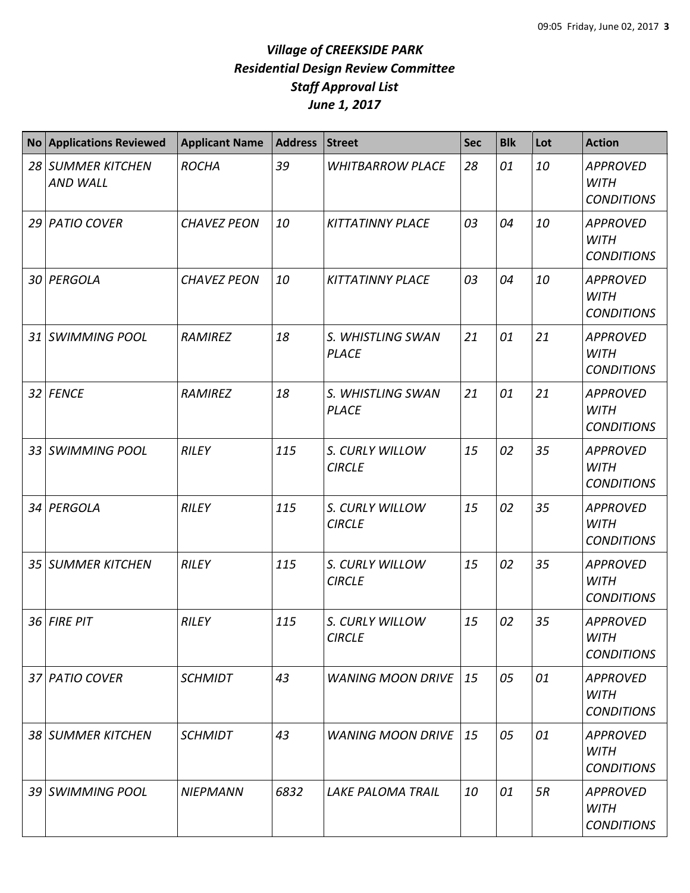# *Village of CREEKSIDE PARK*
## *Residential Design Review Committee*
## *Staff Approval List*
## *June 1, 2017*

| No | Applications Reviewed | Applicant Name | Address | Street | Sec | Blk | Lot | Action |
|---|---|---|---|---|---|---|---|---|
| *28* | *SUMMER KITCHEN AND WALL* | *ROCHA* | *39* | *WHITBARROW PLACE* | *28* | *01* | *10* | *APPROVED WITH CONDITIONS* |
| *29* | *PATIO COVER* | *CHAVEZ PEON* | *10* | *KITTATINNY PLACE* | *03* | *04* | *10* | *APPROVED WITH CONDITIONS* |
| *30* | *PERGOLA* | *CHAVEZ PEON* | *10* | *KITTATINNY PLACE* | *03* | *04* | *10* | *APPROVED WITH CONDITIONS* |
| *31* | *SWIMMING POOL* | *RAMIREZ* | *18* | *S. WHISTLING SWAN PLACE* | *21* | *01* | *21* | *APPROVED WITH CONDITIONS* |
| *32* | *FENCE* | *RAMIREZ* | *18* | *S. WHISTLING SWAN PLACE* | *21* | *01* | *21* | *APPROVED WITH CONDITIONS* |
| *33* | *SWIMMING POOL* | *RILEY* | *115* | *S. CURLY WILLOW CIRCLE* | *15* | *02* | *35* | *APPROVED WITH CONDITIONS* |
| *34* | *PERGOLA* | *RILEY* | *115* | *S. CURLY WILLOW CIRCLE* | *15* | *02* | *35* | *APPROVED WITH CONDITIONS* |
| *35* | *SUMMER KITCHEN* | *RILEY* | *115* | *S. CURLY WILLOW CIRCLE* | *15* | *02* | *35* | *APPROVED WITH CONDITIONS* |
| *36* | *FIRE PIT* | *RILEY* | *115* | *S. CURLY WILLOW CIRCLE* | *15* | *02* | *35* | *APPROVED WITH CONDITIONS* |
| *37* | *PATIO COVER* | *SCHMIDT* | *43* | *WANING MOON DRIVE* | *15* | *05* | *01* | *APPROVED WITH CONDITIONS* |
| *38* | *SUMMER KITCHEN* | *SCHMIDT* | *43* | *WANING MOON DRIVE* | *15* | *05* | *01* | *APPROVED WITH CONDITIONS* |
| *39* | *SWIMMING POOL* | *NIEPMANN* | *6832* | *LAKE PALOMA TRAIL* | *10* | *01* | *5R* | *APPROVED WITH CONDITIONS* |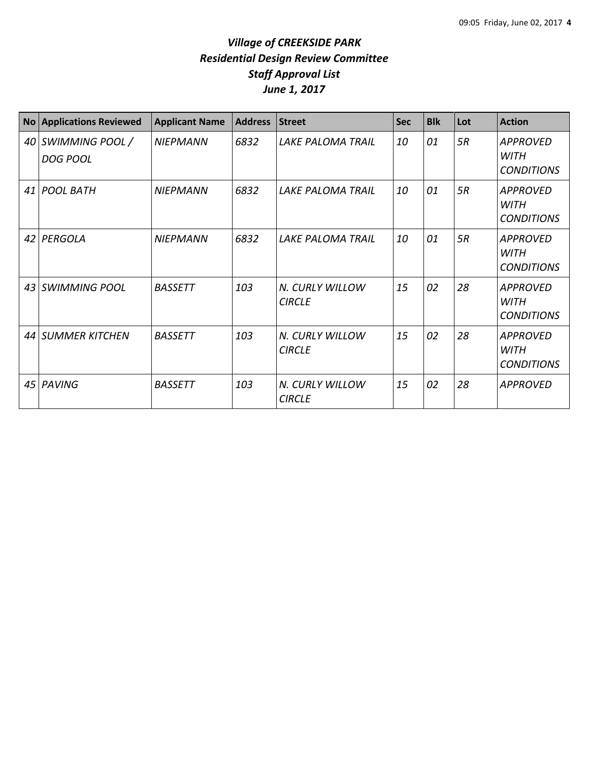# *Village of CREEKSIDE PARK*
## *Residential Design Review Committee*
## *Staff Approval List*
## *June 1, 2017*

| No | Applications Reviewed | Applicant Name | Address | Street | Sec | Blk | Lot | Action |
|---|---|---|---|---|---|---|---|---|
| *40* | *SWIMMING POOL / DOG POOL* | *NIEPMANN* | *6832* | *LAKE PALOMA TRAIL* | *10* | *01* | *5R* | *APPROVED WITH CONDITIONS* |
| *41* | *POOL BATH* | *NIEPMANN* | *6832* | *LAKE PALOMA TRAIL* | *10* | *01* | *5R* | *APPROVED WITH CONDITIONS* |
| *42* | *PERGOLA* | *NIEPMANN* | *6832* | *LAKE PALOMA TRAIL* | *10* | *01* | *5R* | *APPROVED WITH CONDITIONS* |
| *43* | *SWIMMING POOL* | *BASSETT* | *103* | *N. CURLY WILLOW CIRCLE* | *15* | *02* | *28* | *APPROVED WITH CONDITIONS* |
| *44* | *SUMMER KITCHEN* | *BASSETT* | *103* | *N. CURLY WILLOW CIRCLE* | *15* | *02* | *28* | *APPROVED WITH CONDITIONS* |
| *45* | *PAVING* | *BASSETT* | *103* | *N. CURLY WILLOW CIRCLE* | *15* | *02* | *28* | *APPROVED* |